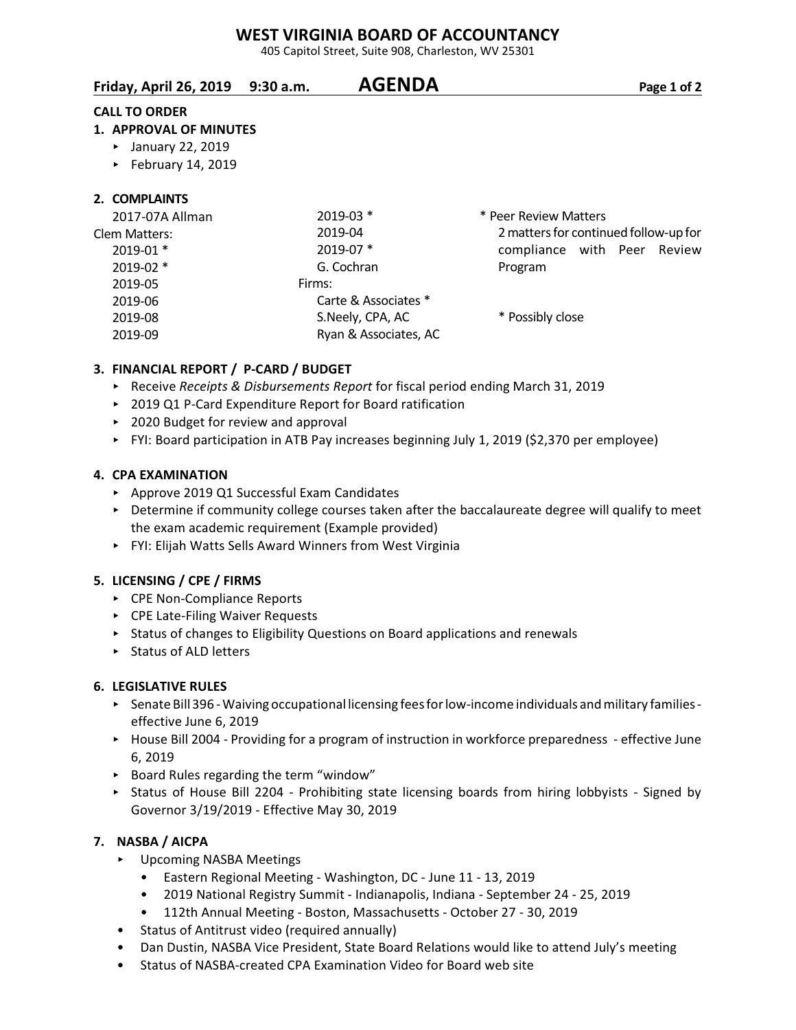# WEST VIRGINIA BOARD OF ACCOUNTANCY

405 Capitol Street, Suite 908, Charleston, WV 25301

**Friday, April 26, 2019 9:30 a.m. AGENDA**

**CALL TO ORDER**

**1. APPROVAL OF MINUTES**

- January 22, 2019
- February 14, 2019

**2. COMPLAINTS**

2017-07A Allman

Clem Matters:
- 2019-01 *
- 2019-02 *
- 2019-05
- 2019-06
- 2019-08
- 2019-09
- 2019-03 *
- 2019-04
- 2019-07 *
- G. Cochran

Firms:
- Carte & Associates *
- S.Neely, CPA, AC
- Ryan & Associates, AC

\* Peer Review Matters
2 matters for continued follow-up for compliance with Peer Review Program

\* Possibly close

**3. FINANCIAL REPORT / P-CARD / BUDGET**

- Receive *Receipts & Disbursements Report* for fiscal period ending March 31, 2019
- 2019 Q1 P-Card Expenditure Report for Board ratification
- 2020 Budget for review and approval
- FYI: Board participation in ATB Pay increases beginning July 1, 2019 ($2,370 per employee)

**4. CPA EXAMINATION**

- Approve 2019 Q1 Successful Exam Candidates
- Determine if community college courses taken after the baccalaureate degree will qualify to meet the exam academic requirement (Example provided)
- FYI: Elijah Watts Sells Award Winners from West Virginia

**5. LICENSING / CPE / FIRMS**

- CPE Non-Compliance Reports
- CPE Late-Filing Waiver Requests
- Status of changes to Eligibility Questions on Board applications and renewals
- Status of ALD letters

**6. LEGISLATIVE RULES**

- Senate Bill 396 - Waiving occupational licensing fees for low-income individuals and military families - effective June 6, 2019
- House Bill 2004 - Providing for a program of instruction in workforce preparedness - effective June 6, 2019
- Board Rules regarding the term "window"
- Status of House Bill 2204 - Prohibiting state licensing boards from hiring lobbyists - Signed by Governor 3/19/2019 - Effective May 30, 2019

**7. NASBA / AICPA**

- Upcoming NASBA Meetings
  - Eastern Regional Meeting - Washington, DC - June 11 - 13, 2019
  - 2019 National Registry Summit - Indianapolis, Indiana - September 24 - 25, 2019
  - 112th Annual Meeting - Boston, Massachusetts - October 27 - 30, 2019
- Status of Antitrust video (required annually)
- Dan Dustin, NASBA Vice President, State Board Relations would like to attend July's meeting
- Status of NASBA-created CPA Examination Video for Board web site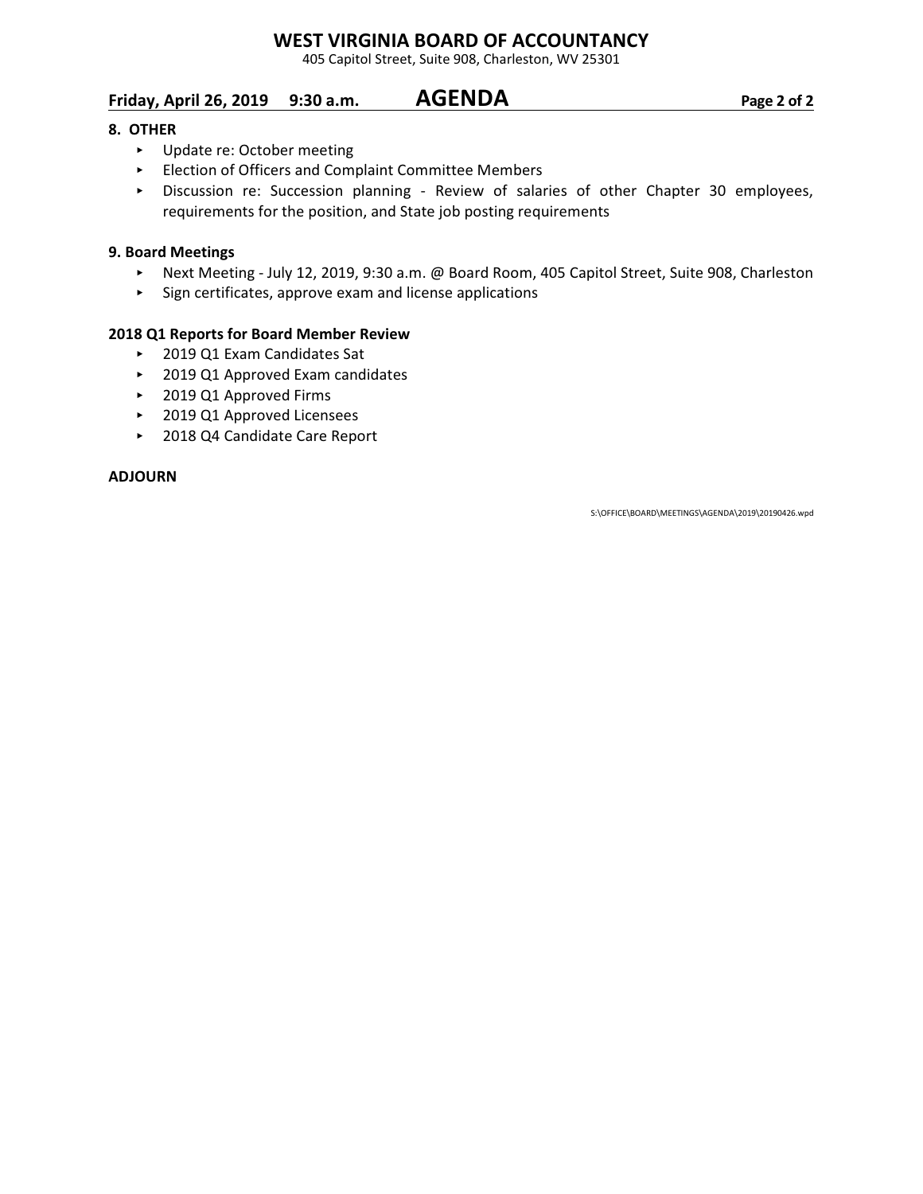## 8. OTHER

- Update re: October meeting
- Election of Officers and Complaint Committee Members
- Discussion re: Succession planning - Review of salaries of other Chapter 30 employees, requirements for the position, and State job posting requirements

## 9. Board Meetings

- Next Meeting - July 12, 2019, 9:30 a.m. @ Board Room, 405 Capitol Street, Suite 908, Charleston
- Sign certificates, approve exam and license applications

## 2018 Q1 Reports for Board Member Review

- 2019 Q1 Exam Candidates Sat
- 2019 Q1 Approved Exam candidates
- 2019 Q1 Approved Firms
- 2019 Q1 Approved Licensees
- 2018 Q4 Candidate Care Report

**ADJOURN**

S:\OFFICE\BOARD\MEETINGS\AGENDA\2019\20190426.wpd